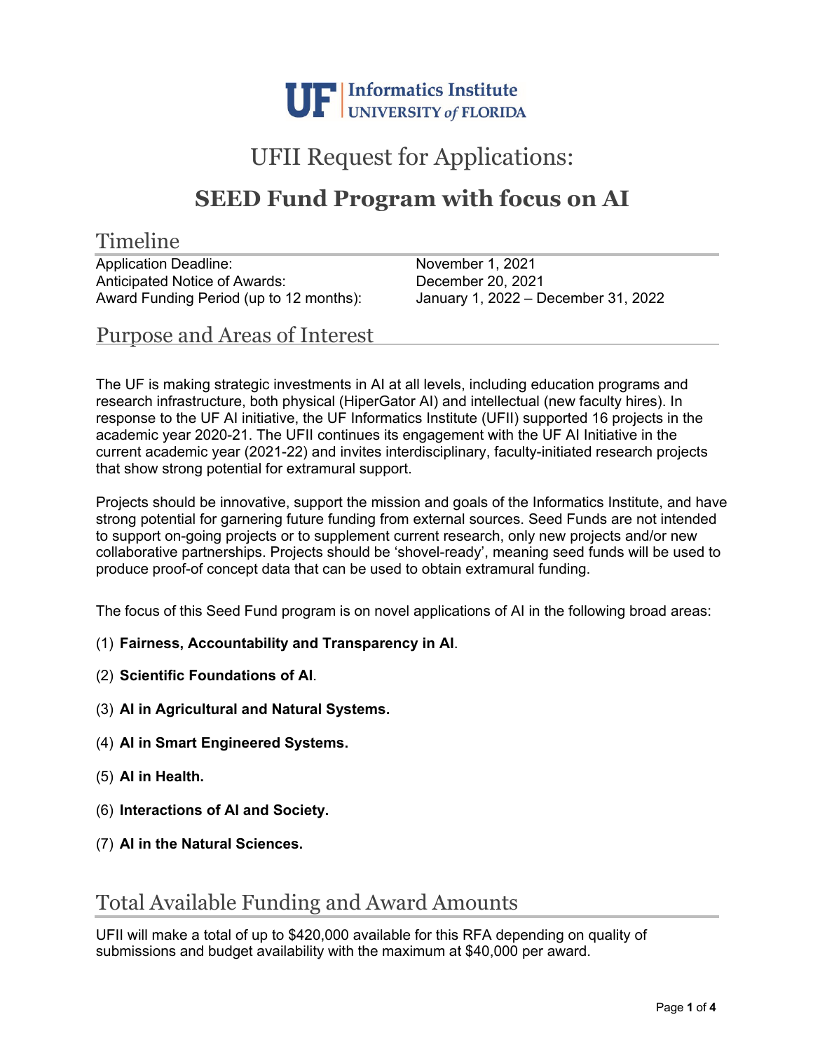UF | Informatics Institute
UNIVERSITY of FLORIDA

# UFII Request for Applications:

# SEED Fund Program with focus on AI

## Timeline

| | |
|---|---|
| Application Deadline: | November 1, 2021 |
| Anticipated Notice of Awards: | December 20, 2021 |
| Award Funding Period (up to 12 months): | January 1, 2022 – December 31, 2022 |

## Purpose and Areas of Interest

The UF is making strategic investments in AI at all levels, including education programs and research infrastructure, both physical (HiperGator AI) and intellectual (new faculty hires). In response to the UF AI initiative, the UF Informatics Institute (UFII) supported 16 projects in the academic year 2020-21. The UFII continues its engagement with the UF AI Initiative in the current academic year (2021-22) and invites interdisciplinary, faculty-initiated research projects that show strong potential for extramural support.

Projects should be innovative, support the mission and goals of the Informatics Institute, and have strong potential for garnering future funding from external sources. Seed Funds are not intended to support on-going projects or to supplement current research, only new projects and/or new collaborative partnerships. Projects should be 'shovel-ready', meaning seed funds will be used to produce proof-of concept data that can be used to obtain extramural funding.

The focus of this Seed Fund program is on novel applications of AI in the following broad areas:

(1) **Fairness, Accountability and Transparency in AI**.

(2) **Scientific Foundations of AI**.

(3) **AI in Agricultural and Natural Systems.**

(4) **AI in Smart Engineered Systems.**

(5) **AI in Health.**

(6) **Interactions of AI and Society.**

(7) **AI in the Natural Sciences.**

## Total Available Funding and Award Amounts

UFII will make a total of up to $420,000 available for this RFA depending on quality of submissions and budget availability with the maximum at $40,000 per award.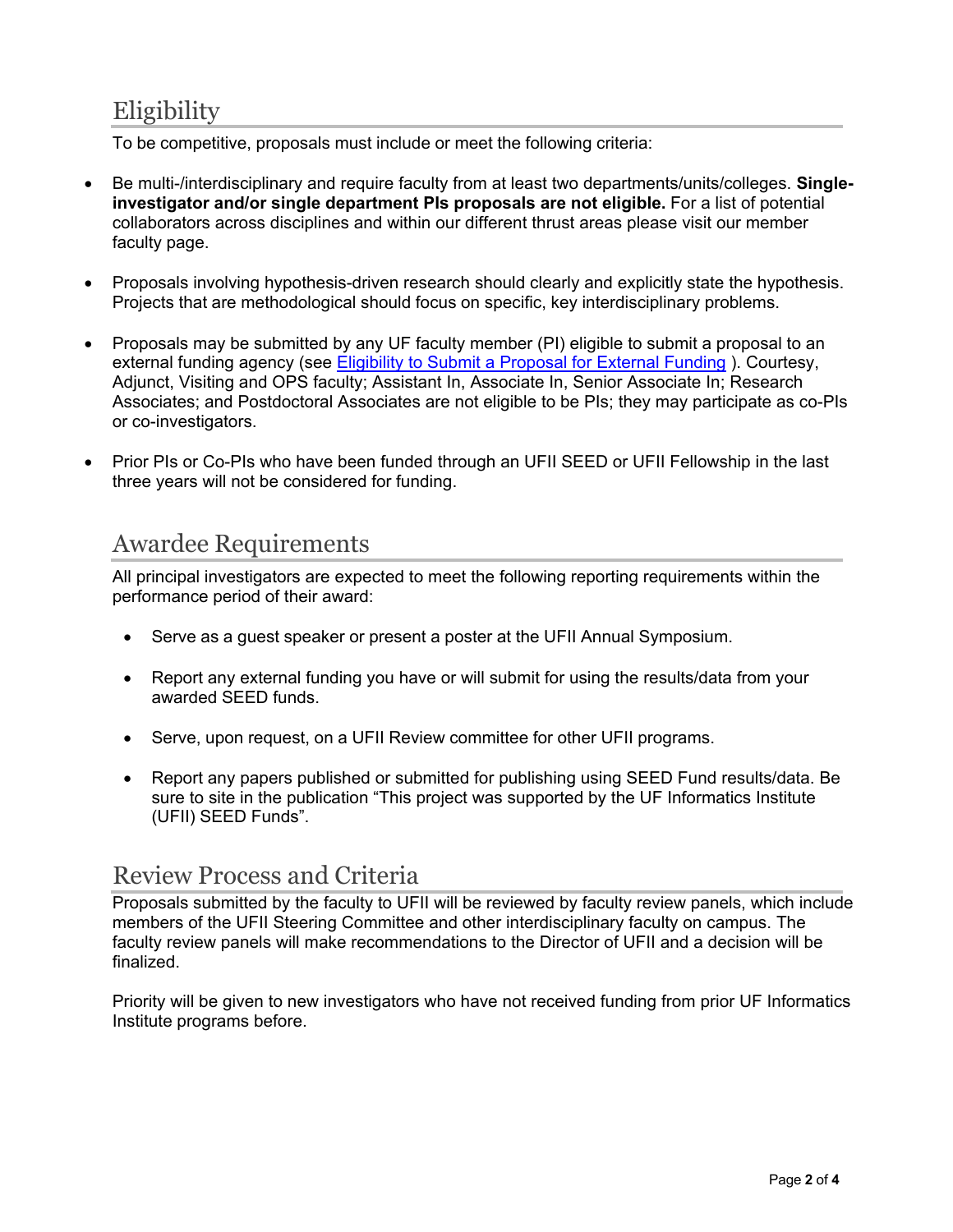## Eligibility

To be competitive, proposals must include or meet the following criteria:

- Be multi-/interdisciplinary and require faculty from at least two departments/units/colleges. **Single-investigator and/or single department PIs proposals are not eligible.** For a list of potential collaborators across disciplines and within our different thrust areas please visit our member faculty page.

- Proposals involving hypothesis-driven research should clearly and explicitly state the hypothesis. Projects that are methodological should focus on specific, key interdisciplinary problems.

- Proposals may be submitted by any UF faculty member (PI) eligible to submit a proposal to an external funding agency (see [Eligibility to Submit a Proposal for External Funding](#) ). Courtesy, Adjunct, Visiting and OPS faculty; Assistant In, Associate In, Senior Associate In; Research Associates; and Postdoctoral Associates are not eligible to be PIs; they may participate as co-PIs or co-investigators.

- Prior PIs or Co-PIs who have been funded through an UFII SEED or UFII Fellowship in the last three years will not be considered for funding.

## Awardee Requirements

All principal investigators are expected to meet the following reporting requirements within the performance period of their award:

- Serve as a guest speaker or present a poster at the UFII Annual Symposium.

- Report any external funding you have or will submit for using the results/data from your awarded SEED funds.

- Serve, upon request, on a UFII Review committee for other UFII programs.

- Report any papers published or submitted for publishing using SEED Fund results/data. Be sure to site in the publication "This project was supported by the UF Informatics Institute (UFII) SEED Funds".

## Review Process and Criteria

Proposals submitted by the faculty to UFII will be reviewed by faculty review panels, which include members of the UFII Steering Committee and other interdisciplinary faculty on campus. The faculty review panels will make recommendations to the Director of UFII and a decision will be finalized.

Priority will be given to new investigators who have not received funding from prior UF Informatics Institute programs before.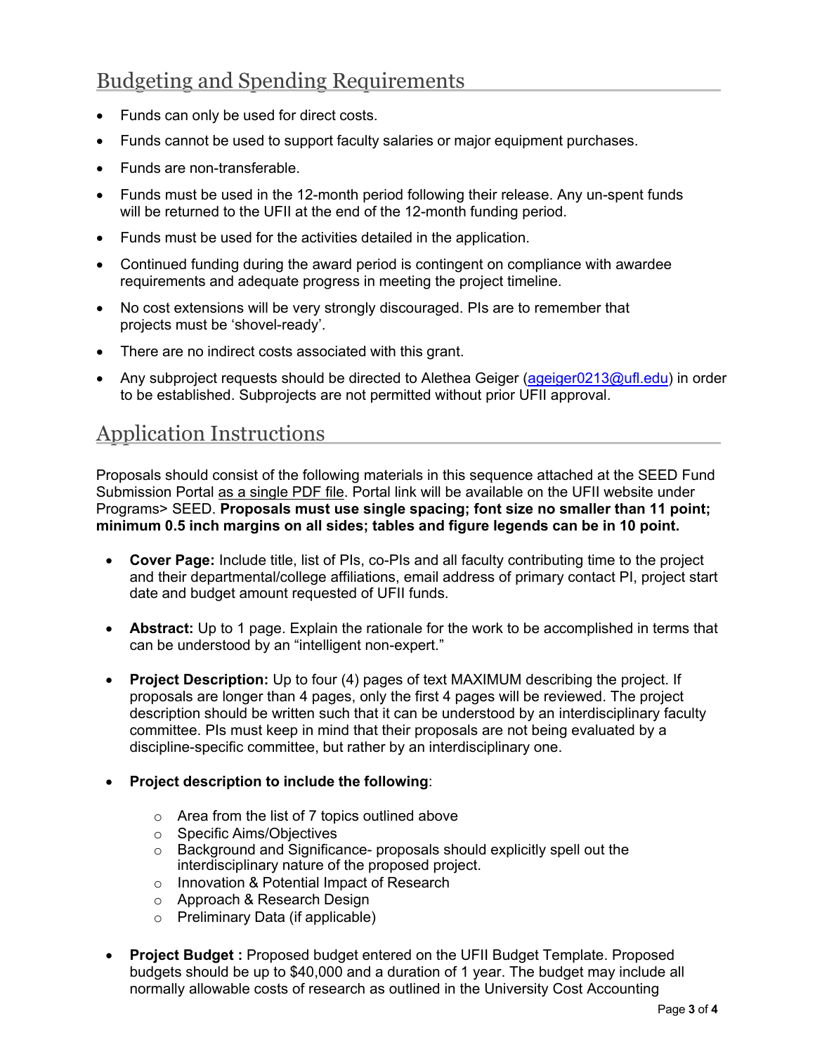## Budgeting and Spending Requirements

- Funds can only be used for direct costs.
- Funds cannot be used to support faculty salaries or major equipment purchases.
- Funds are non-transferable.
- Funds must be used in the 12-month period following their release. Any un-spent funds will be returned to the UFII at the end of the 12-month funding period.
- Funds must be used for the activities detailed in the application.
- Continued funding during the award period is contingent on compliance with awardee requirements and adequate progress in meeting the project timeline.
- No cost extensions will be very strongly discouraged. PIs are to remember that projects must be 'shovel-ready'.
- There are no indirect costs associated with this grant.
- Any subproject requests should be directed to Alethea Geiger (ageiger0213@ufl.edu) in order to be established. Subprojects are not permitted without prior UFII approval.

## Application Instructions

Proposals should consist of the following materials in this sequence attached at the SEED Fund Submission Portal as a single PDF file. Portal link will be available on the UFII website under Programs> SEED. **Proposals must use single spacing; font size no smaller than 11 point; minimum 0.5 inch margins on all sides; tables and figure legends can be in 10 point.**

- **Cover Page:** Include title, list of PIs, co-PIs and all faculty contributing time to the project and their departmental/college affiliations, email address of primary contact PI, project start date and budget amount requested of UFII funds.
- **Abstract:** Up to 1 page. Explain the rationale for the work to be accomplished in terms that can be understood by an "intelligent non-expert."
- **Project Description:** Up to four (4) pages of text MAXIMUM describing the project. If proposals are longer than 4 pages, only the first 4 pages will be reviewed. The project description should be written such that it can be understood by an interdisciplinary faculty committee. PIs must keep in mind that their proposals are not being evaluated by a discipline-specific committee, but rather by an interdisciplinary one.
- **Project description to include the following**:
  - Area from the list of 7 topics outlined above
  - Specific Aims/Objectives
  - Background and Significance- proposals should explicitly spell out the interdisciplinary nature of the proposed project.
  - Innovation & Potential Impact of Research
  - Approach & Research Design
  - Preliminary Data (if applicable)
- **Project Budget :** Proposed budget entered on the UFII Budget Template. Proposed budgets should be up to $40,000 and a duration of 1 year. The budget may include all normally allowable costs of research as outlined in the University Cost Accounting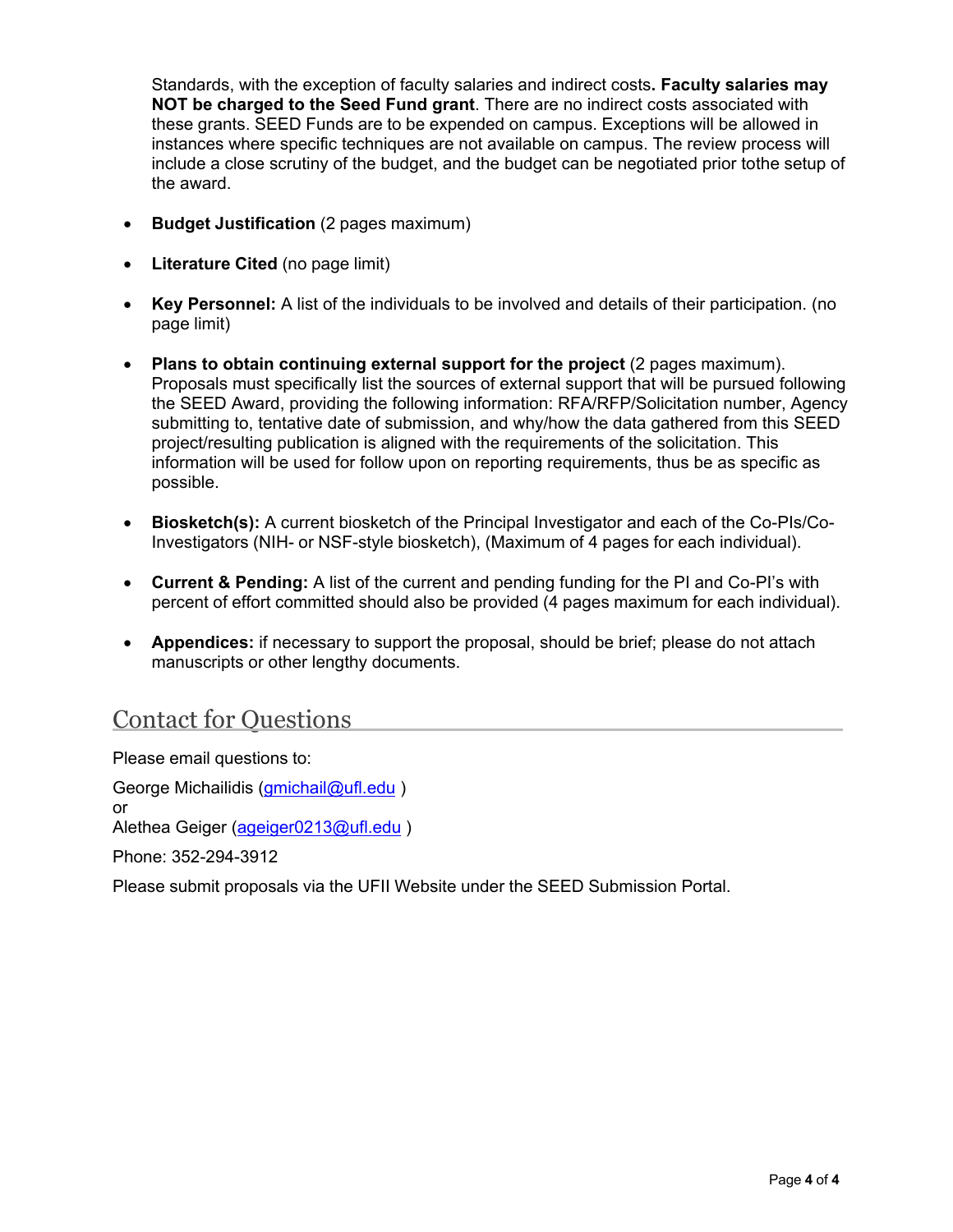Standards, with the exception of faculty salaries and indirect costs**. Faculty salaries may NOT be charged to the Seed Fund grant**. There are no indirect costs associated with these grants. SEED Funds are to be expended on campus. Exceptions will be allowed in instances where specific techniques are not available on campus. The review process will include a close scrutiny of the budget, and the budget can be negotiated prior tothe setup of the award.

- **Budget Justification** (2 pages maximum)
- **Literature Cited** (no page limit)
- **Key Personnel:** A list of the individuals to be involved and details of their participation. (no page limit)
- **Plans to obtain continuing external support for the project** (2 pages maximum). Proposals must specifically list the sources of external support that will be pursued following the SEED Award, providing the following information: RFA/RFP/Solicitation number, Agency submitting to, tentative date of submission, and why/how the data gathered from this SEED project/resulting publication is aligned with the requirements of the solicitation. This information will be used for follow upon on reporting requirements, thus be as specific as possible.
- **Biosketch(s):** A current biosketch of the Principal Investigator and each of the Co-PIs/Co-Investigators (NIH- or NSF-style biosketch), (Maximum of 4 pages for each individual).
- **Current & Pending:** A list of the current and pending funding for the PI and Co-PI's with percent of effort committed should also be provided (4 pages maximum for each individual).
- **Appendices:** if necessary to support the proposal, should be brief; please do not attach manuscripts or other lengthy documents.

## Contact for Questions

Please email questions to:

George Michailidis (gmichail@ufl.edu )
or
Alethea Geiger (ageiger0213@ufl.edu )

Phone: 352-294-3912

Please submit proposals via the UFII Website under the SEED Submission Portal.